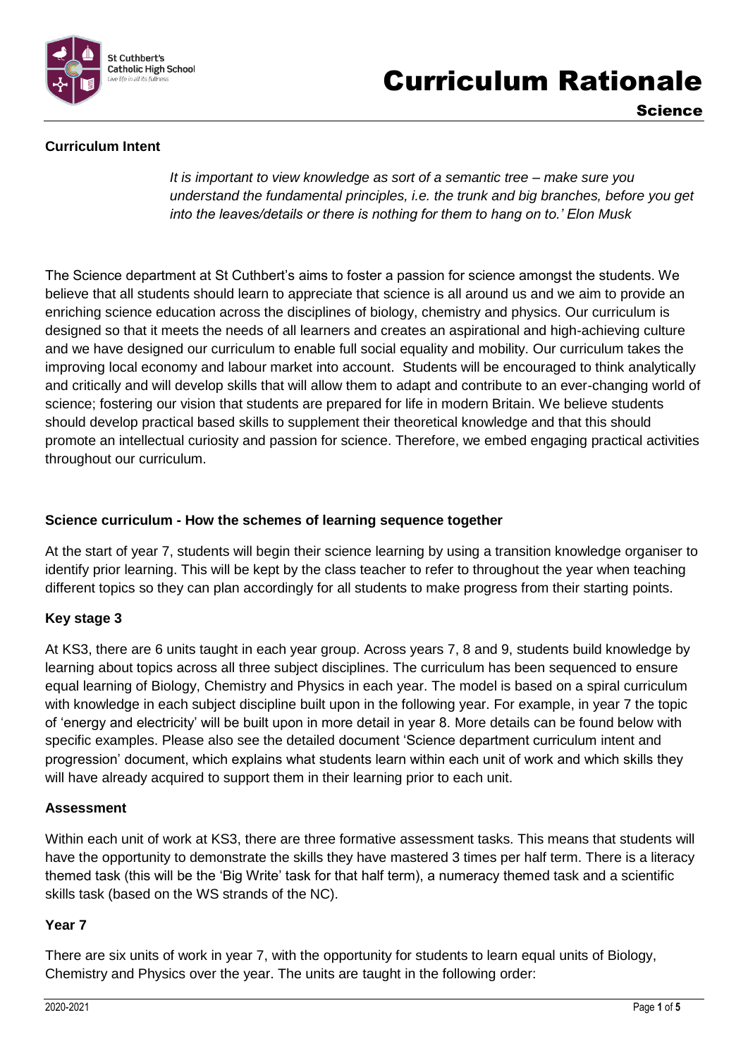# Curriculum Rationale

## Science

### Curriculum Intent

*It is important to view knowledge as sort of a semantic tree – make sure you understand the fundamental principles, i.e. the trunk and big branches, before you get into the leaves/details or there is nothing for them to hang on to.' Elon Musk*

The Science department at St Cuthbert's aims to foster a passion for science amongst the students. We believe that all students should learn to appreciate that science is all around us and we aim to provide an enriching science education across the disciplines of biology, chemistry and physics. Our curriculum is designed so that it meets the needs of all learners and creates an aspirational and high-achieving culture and we have designed our curriculum to enable full social equality and mobility. Our curriculum takes the improving local economy and labour market into account. Students will be encouraged to think analytically and critically and will develop skills that will allow them to adapt and contribute to an ever-changing world of science; fostering our vision that students are prepared for life in modern Britain. We believe students should develop practical based skills to supplement their theoretical knowledge and that this should promote an intellectual curiosity and passion for science. Therefore, we embed engaging practical activities throughout our curriculum.

### Science curriculum - How the schemes of learning sequence together

At the start of year 7, students will begin their science learning by using a transition knowledge organiser to identify prior learning. This will be kept by the class teacher to refer to throughout the year when teaching different topics so they can plan accordingly for all students to make progress from their starting points.

### Key stage 3

At KS3, there are 6 units taught in each year group. Across years 7, 8 and 9, students build knowledge by learning about topics across all three subject disciplines. The curriculum has been sequenced to ensure equal learning of Biology, Chemistry and Physics in each year. The model is based on a spiral curriculum with knowledge in each subject discipline built upon in the following year. For example, in year 7 the topic of 'energy and electricity' will be built upon in more detail in year 8. More details can be found below with specific examples. Please also see the detailed document 'Science department curriculum intent and progression' document, which explains what students learn within each unit of work and which skills they will have already acquired to support them in their learning prior to each unit.

### Assessment

Within each unit of work at KS3, there are three formative assessment tasks. This means that students will have the opportunity to demonstrate the skills they have mastered 3 times per half term. There is a literacy themed task (this will be the 'Big Write' task for that half term), a numeracy themed task and a scientific skills task (based on the WS strands of the NC).

### Year 7

There are six units of work in year 7, with the opportunity for students to learn equal units of Biology, Chemistry and Physics over the year. The units are taught in the following order: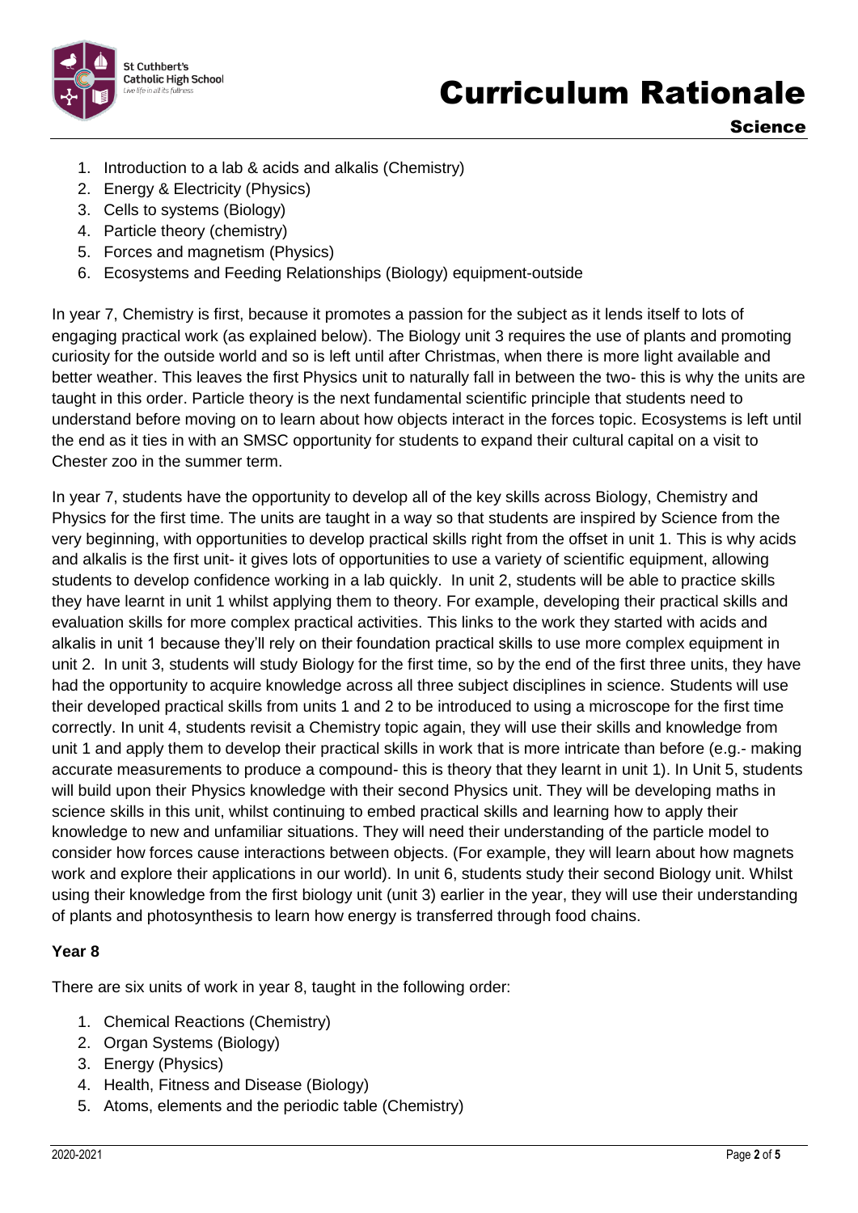1. Introduction to a lab & acids and alkalis (Chemistry)
2. Energy & Electricity (Physics)
3. Cells to systems (Biology)
4. Particle theory (chemistry)
5. Forces and magnetism (Physics)
6. Ecosystems and Feeding Relationships (Biology) equipment-outside

In year 7, Chemistry is first, because it promotes a passion for the subject as it lends itself to lots of engaging practical work (as explained below). The Biology unit 3 requires the use of plants and promoting curiosity for the outside world and so is left until after Christmas, when there is more light available and better weather. This leaves the first Physics unit to naturally fall in between the two- this is why the units are taught in this order. Particle theory is the next fundamental scientific principle that students need to understand before moving on to learn about how objects interact in the forces topic. Ecosystems is left until the end as it ties in with an SMSC opportunity for students to expand their cultural capital on a visit to Chester zoo in the summer term.

In year 7, students have the opportunity to develop all of the key skills across Biology, Chemistry and Physics for the first time. The units are taught in a way so that students are inspired by Science from the very beginning, with opportunities to develop practical skills right from the offset in unit 1. This is why acids and alkalis is the first unit- it gives lots of opportunities to use a variety of scientific equipment, allowing students to develop confidence working in a lab quickly. In unit 2, students will be able to practice skills they have learnt in unit 1 whilst applying them to theory. For example, developing their practical skills and evaluation skills for more complex practical activities. This links to the work they started with acids and alkalis in unit 1 because they'll rely on their foundation practical skills to use more complex equipment in unit 2. In unit 3, students will study Biology for the first time, so by the end of the first three units, they have had the opportunity to acquire knowledge across all three subject disciplines in science. Students will use their developed practical skills from units 1 and 2 to be introduced to using a microscope for the first time correctly. In unit 4, students revisit a Chemistry topic again, they will use their skills and knowledge from unit 1 and apply them to develop their practical skills in work that is more intricate than before (e.g.- making accurate measurements to produce a compound- this is theory that they learnt in unit 1). In Unit 5, students will build upon their Physics knowledge with their second Physics unit. They will be developing maths in science skills in this unit, whilst continuing to embed practical skills and learning how to apply their knowledge to new and unfamiliar situations. They will need their understanding of the particle model to consider how forces cause interactions between objects. (For example, they will learn about how magnets work and explore their applications in our world). In unit 6, students study their second Biology unit. Whilst using their knowledge from the first biology unit (unit 3) earlier in the year, they will use their understanding of plants and photosynthesis to learn how energy is transferred through food chains.

**Year 8**

There are six units of work in year 8, taught in the following order:

1. Chemical Reactions (Chemistry)
2. Organ Systems (Biology)
3. Energy (Physics)
4. Health, Fitness and Disease (Biology)
5. Atoms, elements and the periodic table (Chemistry)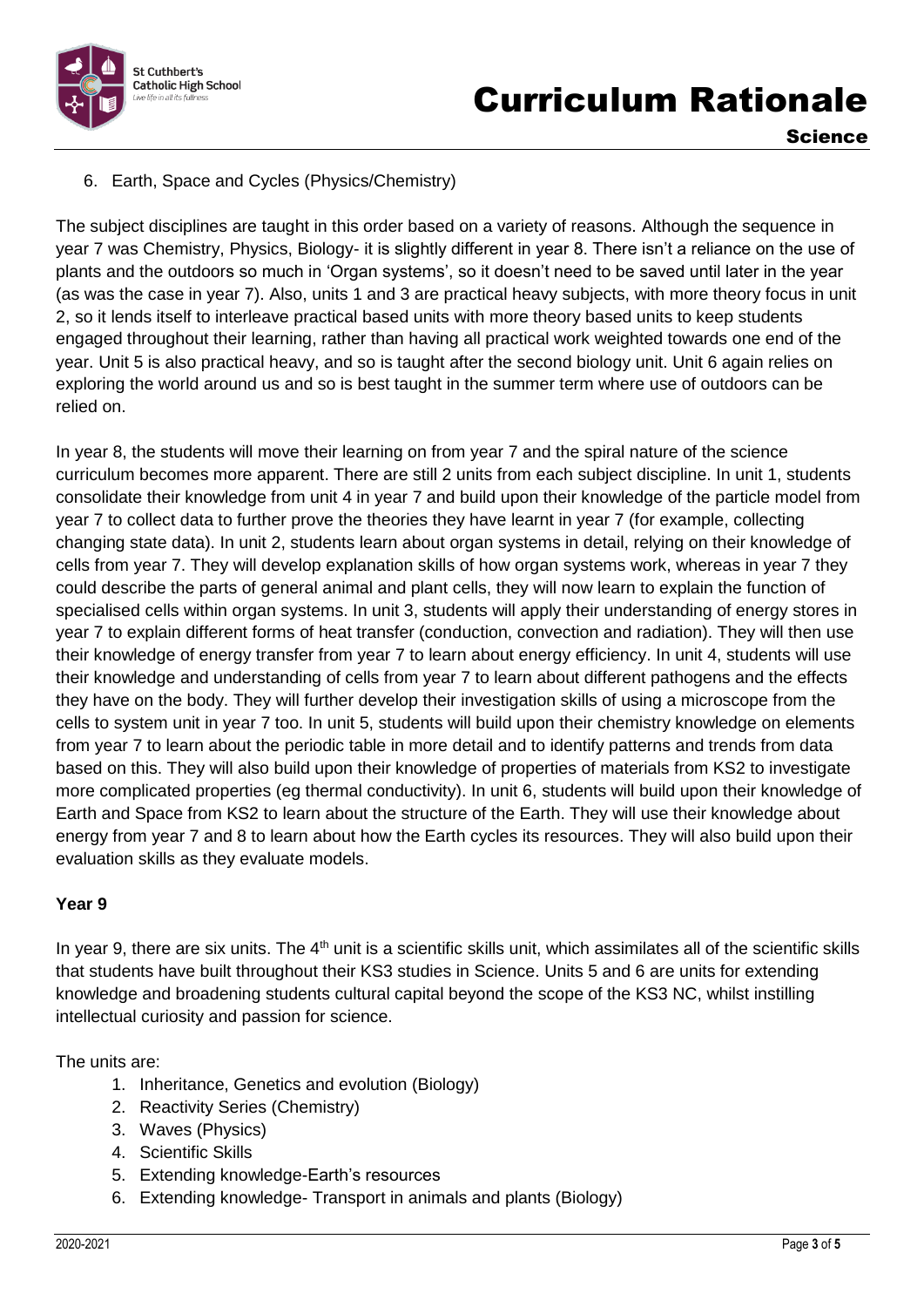6. Earth, Space and Cycles (Physics/Chemistry)

The subject disciplines are taught in this order based on a variety of reasons. Although the sequence in year 7 was Chemistry, Physics, Biology- it is slightly different in year 8. There isn't a reliance on the use of plants and the outdoors so much in 'Organ systems', so it doesn't need to be saved until later in the year (as was the case in year 7). Also, units 1 and 3 are practical heavy subjects, with more theory focus in unit 2, so it lends itself to interleave practical based units with more theory based units to keep students engaged throughout their learning, rather than having all practical work weighted towards one end of the year. Unit 5 is also practical heavy, and so is taught after the second biology unit. Unit 6 again relies on exploring the world around us and so is best taught in the summer term where use of outdoors can be relied on.

In year 8, the students will move their learning on from year 7 and the spiral nature of the science curriculum becomes more apparent. There are still 2 units from each subject discipline. In unit 1, students consolidate their knowledge from unit 4 in year 7 and build upon their knowledge of the particle model from year 7 to collect data to further prove the theories they have learnt in year 7 (for example, collecting changing state data). In unit 2, students learn about organ systems in detail, relying on their knowledge of cells from year 7. They will develop explanation skills of how organ systems work, whereas in year 7 they could describe the parts of general animal and plant cells, they will now learn to explain the function of specialised cells within organ systems. In unit 3, students will apply their understanding of energy stores in year 7 to explain different forms of heat transfer (conduction, convection and radiation). They will then use their knowledge of energy transfer from year 7 to learn about energy efficiency. In unit 4, students will use their knowledge and understanding of cells from year 7 to learn about different pathogens and the effects they have on the body. They will further develop their investigation skills of using a microscope from the cells to system unit in year 7 too. In unit 5, students will build upon their chemistry knowledge on elements from year 7 to learn about the periodic table in more detail and to identify patterns and trends from data based on this. They will also build upon their knowledge of properties of materials from KS2 to investigate more complicated properties (eg thermal conductivity). In unit 6, students will build upon their knowledge of Earth and Space from KS2 to learn about the structure of the Earth. They will use their knowledge about energy from year 7 and 8 to learn about how the Earth cycles its resources. They will also build upon their evaluation skills as they evaluate models.

**Year 9**

In year 9, there are six units. The 4th unit is a scientific skills unit, which assimilates all of the scientific skills that students have built throughout their KS3 studies in Science. Units 5 and 6 are units for extending knowledge and broadening students cultural capital beyond the scope of the KS3 NC, whilst instilling intellectual curiosity and passion for science.

The units are:

1. Inheritance, Genetics and evolution (Biology)
2. Reactivity Series (Chemistry)
3. Waves (Physics)
4. Scientific Skills
5. Extending knowledge-Earth's resources
6. Extending knowledge- Transport in animals and plants (Biology)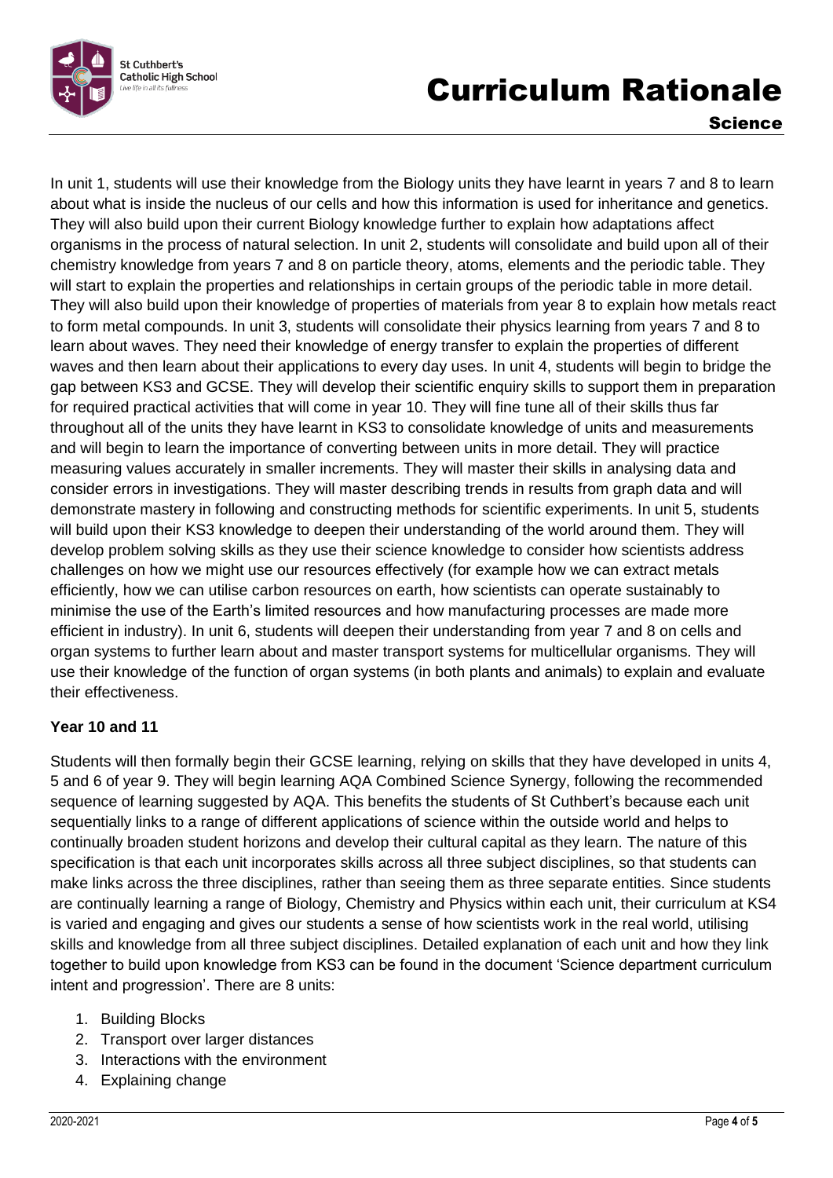In unit 1, students will use their knowledge from the Biology units they have learnt in years 7 and 8 to learn about what is inside the nucleus of our cells and how this information is used for inheritance and genetics. They will also build upon their current Biology knowledge further to explain how adaptations affect organisms in the process of natural selection. In unit 2, students will consolidate and build upon all of their chemistry knowledge from years 7 and 8 on particle theory, atoms, elements and the periodic table. They will start to explain the properties and relationships in certain groups of the periodic table in more detail. They will also build upon their knowledge of properties of materials from year 8 to explain how metals react to form metal compounds. In unit 3, students will consolidate their physics learning from years 7 and 8 to learn about waves. They need their knowledge of energy transfer to explain the properties of different waves and then learn about their applications to every day uses. In unit 4, students will begin to bridge the gap between KS3 and GCSE. They will develop their scientific enquiry skills to support them in preparation for required practical activities that will come in year 10. They will fine tune all of their skills thus far throughout all of the units they have learnt in KS3 to consolidate knowledge of units and measurements and will begin to learn the importance of converting between units in more detail. They will practice measuring values accurately in smaller increments. They will master their skills in analysing data and consider errors in investigations. They will master describing trends in results from graph data and will demonstrate mastery in following and constructing methods for scientific experiments. In unit 5, students will build upon their KS3 knowledge to deepen their understanding of the world around them. They will develop problem solving skills as they use their science knowledge to consider how scientists address challenges on how we might use our resources effectively (for example how we can extract metals efficiently, how we can utilise carbon resources on earth, how scientists can operate sustainably to minimise the use of the Earth's limited resources and how manufacturing processes are made more efficient in industry). In unit 6, students will deepen their understanding from year 7 and 8 on cells and organ systems to further learn about and master transport systems for multicellular organisms. They will use their knowledge of the function of organ systems (in both plants and animals) to explain and evaluate their effectiveness.

**Year 10 and 11**

Students will then formally begin their GCSE learning, relying on skills that they have developed in units 4, 5 and 6 of year 9. They will begin learning AQA Combined Science Synergy, following the recommended sequence of learning suggested by AQA. This benefits the students of St Cuthbert's because each unit sequentially links to a range of different applications of science within the outside world and helps to continually broaden student horizons and develop their cultural capital as they learn. The nature of this specification is that each unit incorporates skills across all three subject disciplines, so that students can make links across the three disciplines, rather than seeing them as three separate entities. Since students are continually learning a range of Biology, Chemistry and Physics within each unit, their curriculum at KS4 is varied and engaging and gives our students a sense of how scientists work in the real world, utilising skills and knowledge from all three subject disciplines. Detailed explanation of each unit and how they link together to build upon knowledge from KS3 can be found in the document 'Science department curriculum intent and progression'. There are 8 units:

1. Building Blocks
2. Transport over larger distances
3. Interactions with the environment
4. Explaining change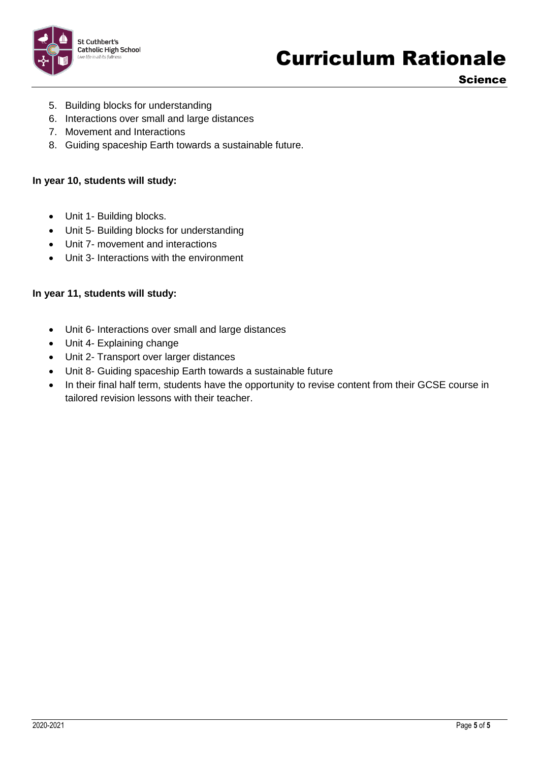5. Building blocks for understanding
6. Interactions over small and large distances
7. Movement and Interactions
8. Guiding spaceship Earth towards a sustainable future.

**In year 10, students will study:**

- Unit 1- Building blocks.
- Unit 5- Building blocks for understanding
- Unit 7- movement and interactions
- Unit 3- Interactions with the environment

**In year 11, students will study:**

- Unit 6- Interactions over small and large distances
- Unit 4- Explaining change
- Unit 2- Transport over larger distances
- Unit 8- Guiding spaceship Earth towards a sustainable future
- In their final half term, students have the opportunity to revise content from their GCSE course in tailored revision lessons with their teacher.